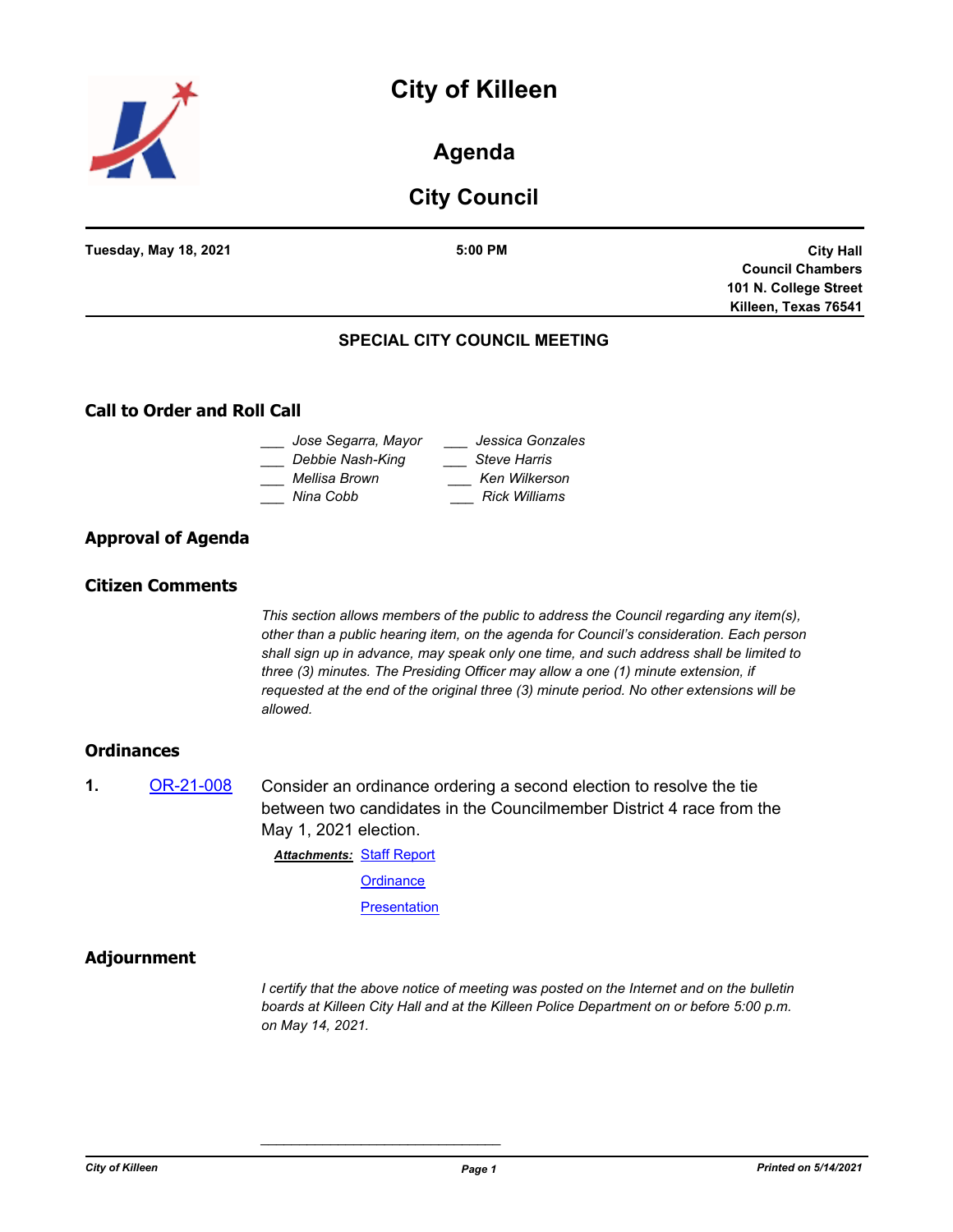# City of Killeen

## Agenda

## City Council

**Tuesday, May 18, 2021** | **5:00 PM** | **City Hall Council Chambers 101 N. College Street Killeen, Texas 76541**

### SPECIAL CITY COUNCIL MEETING

## Call to Order and Roll Call

___ *Jose Segarra, Mayor*
___ *Debbie Nash-King*
___ *Mellisa Brown*
___ *Nina Cobb*
___ *Jessica Gonzales*
___ *Steve Harris*
___ *Ken Wilkerson*
___ *Rick Williams*

## Approval of Agenda

## Citizen Comments

*This section allows members of the public to address the Council regarding any item(s), other than a public hearing item, on the agenda for Council's consideration. Each person shall sign up in advance, may speak only one time, and such address shall be limited to three (3) minutes. The Presiding Officer may allow a one (1) minute extension, if requested at the end of the original three (3) minute period. No other extensions will be allowed.*

## Ordinances

**1.** OR-21-008 Consider an ordinance ordering a second election to resolve the tie between two candidates in the Councilmember District 4 race from the May 1, 2021 election.

***Attachments:*** Staff Report
Ordinance
Presentation

## Adjournment

*I certify that the above notice of meeting was posted on the Internet and on the bulletin boards at Killeen City Hall and at the Killeen Police Department on or before 5:00 p.m. on May 14, 2021.*

_______________________________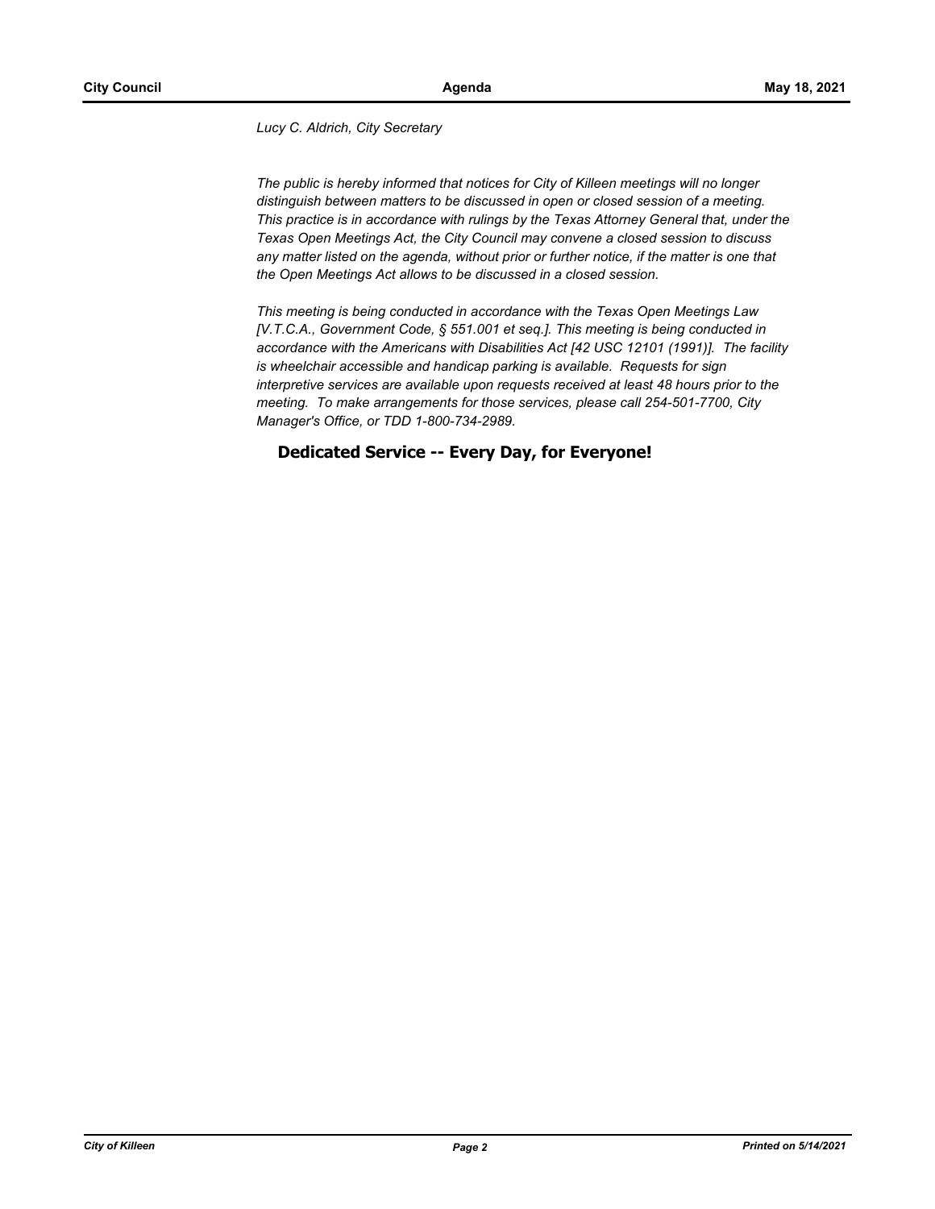*Lucy C. Aldrich, City Secretary*

*The public is hereby informed that notices for City of Killeen meetings will no longer distinguish between matters to be discussed in open or closed session of a meeting. This practice is in accordance with rulings by the Texas Attorney General that, under the Texas Open Meetings Act, the City Council may convene a closed session to discuss any matter listed on the agenda, without prior or further notice, if the matter is one that the Open Meetings Act allows to be discussed in a closed session.*

*This meeting is being conducted in accordance with the Texas Open Meetings Law [V.T.C.A., Government Code, § 551.001 et seq.]. This meeting is being conducted in accordance with the Americans with Disabilities Act [42 USC 12101 (1991)]. The facility is wheelchair accessible and handicap parking is available. Requests for sign interpretive services are available upon requests received at least 48 hours prior to the meeting. To make arrangements for those services, please call 254-501-7700, City Manager's Office, or TDD 1-800-734-2989.*

**Dedicated Service -- Every Day, for Everyone!**